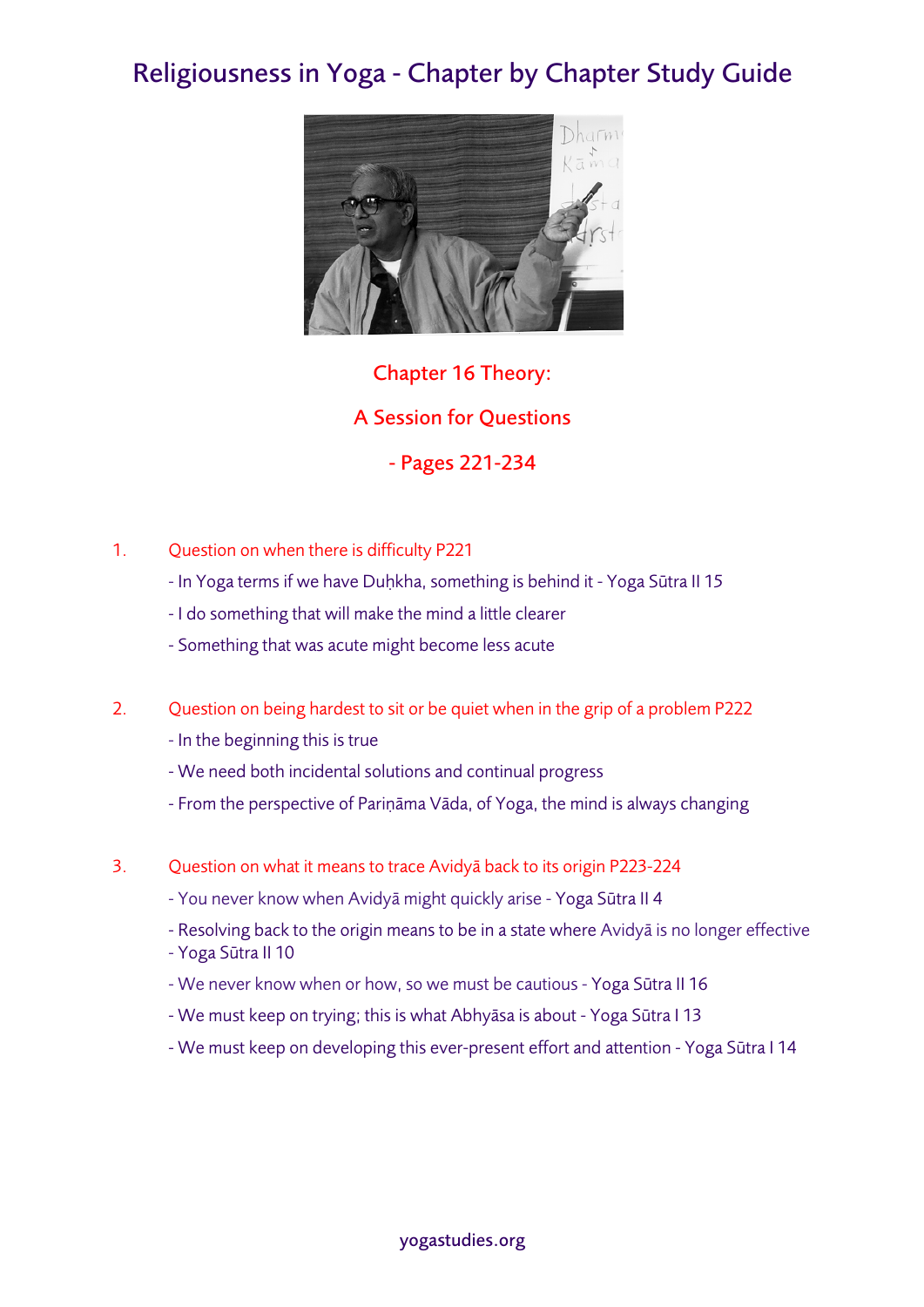# Religiousness in Yoga - Chapter by Chapter Study Guide

## Chapter 16 Theory:

## A Session for Questions

## - Pages 221-234

1. Question on when there is difficulty P221
   - In Yoga terms if we have Duḥkha, something is behind it - Yoga Sūtra II 15
   - I do something that will make the mind a little clearer
   - Something that was acute might become less acute

2. Question on being hardest to sit or be quiet when in the grip of a problem P222
   - In the beginning this is true
   - We need both incidental solutions and continual progress
   - From the perspective of Pariṇāma Vāda, of Yoga, the mind is always changing

3. Question on what it means to trace Avidyā back to its origin P223-224
   - You never know when Avidyā might quickly arise - Yoga Sūtra II 4
   - Resolving back to the origin means to be in a state where Avidyā is no longer effective - Yoga Sūtra II 10
   - We never know when or how, so we must be cautious - Yoga Sūtra II 16
   - We must keep on trying; this is what Abhyāsa is about - Yoga Sūtra I 13
   - We must keep on developing this ever-present effort and attention - Yoga Sūtra I 14

yogastudies.org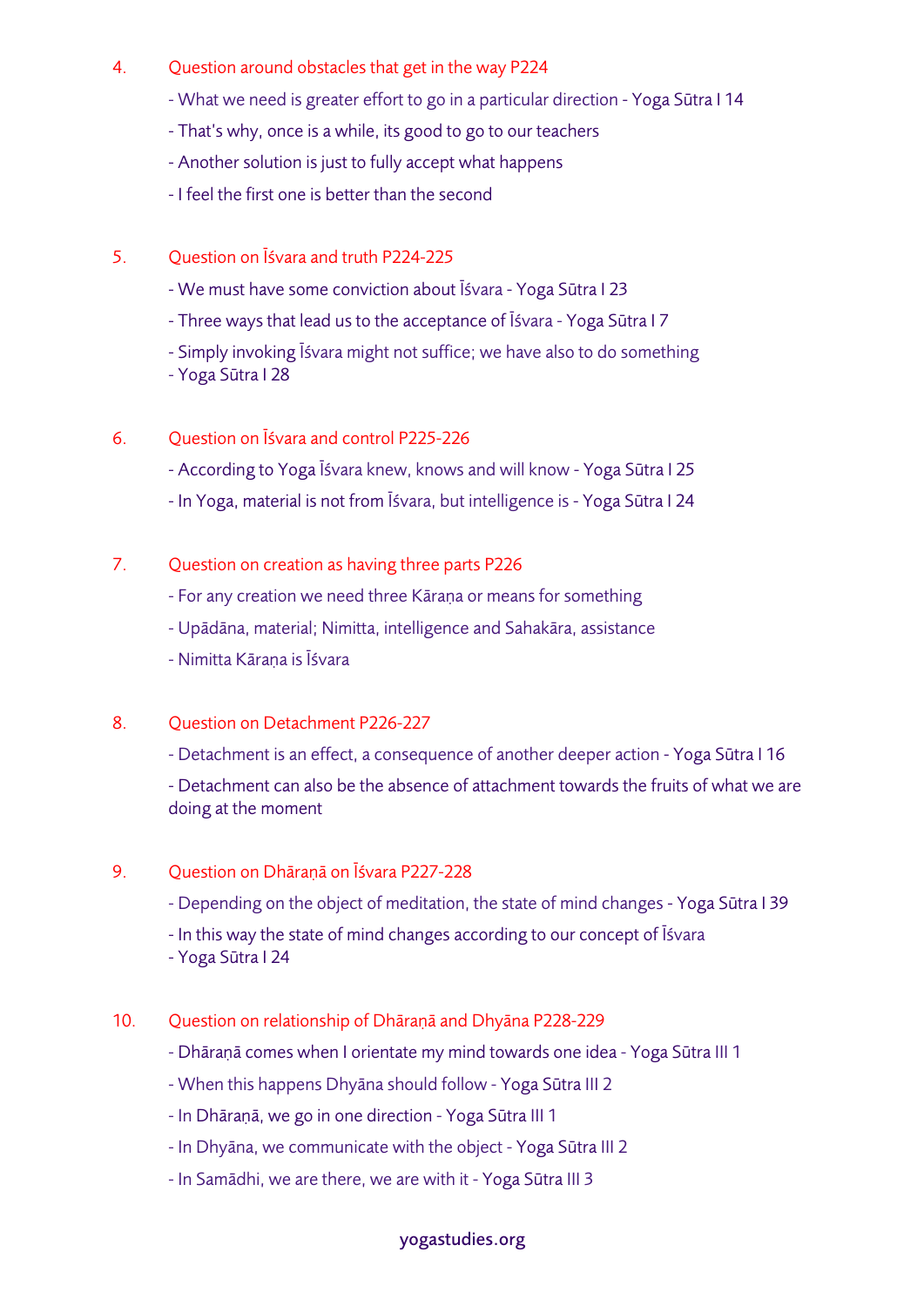4. Question around obstacles that get in the way P224

- What we need is greater effort to go in a particular direction - Yoga Sūtra I 14
- That's why, once is a while, its good to go to our teachers
- Another solution is just to fully accept what happens
- I feel the first one is better than the second

5. Question on Īśvara and truth P224-225

- We must have some conviction about Īśvara - Yoga Sūtra I 23
- Three ways that lead us to the acceptance of Īśvara - Yoga Sūtra I 7
- Simply invoking Īśvara might not suffice; we have also to do something
- Yoga Sūtra I 28

6. Question on Īśvara and control P225-226

- According to Yoga Īśvara knew, knows and will know - Yoga Sūtra I 25
- In Yoga, material is not from Īśvara, but intelligence is - Yoga Sūtra I 24

7. Question on creation as having three parts P226

- For any creation we need three Kāraṇa or means for something
- Upādāna, material; Nimitta, intelligence and Sahakāra, assistance
- Nimitta Kāraṇa is Īśvara

8. Question on Detachment P226-227

- Detachment is an effect, a consequence of another deeper action - Yoga Sūtra I 16
- Detachment can also be the absence of attachment towards the fruits of what we are doing at the moment

9. Question on Dhāraṇā on Īśvara P227-228

- Depending on the object of meditation, the state of mind changes - Yoga Sūtra I 39
- In this way the state of mind changes according to our concept of Īśvara
- Yoga Sūtra I 24

10. Question on relationship of Dhāraṇā and Dhyāna P228-229

- Dhāraṇā comes when I orientate my mind towards one idea - Yoga Sūtra III 1
- When this happens Dhyāna should follow - Yoga Sūtra III 2
- In Dhāraṇā, we go in one direction - Yoga Sūtra III 1
- In Dhyāna, we communicate with the object - Yoga Sūtra III 2
- In Samādhi, we are there, we are with it - Yoga Sūtra III 3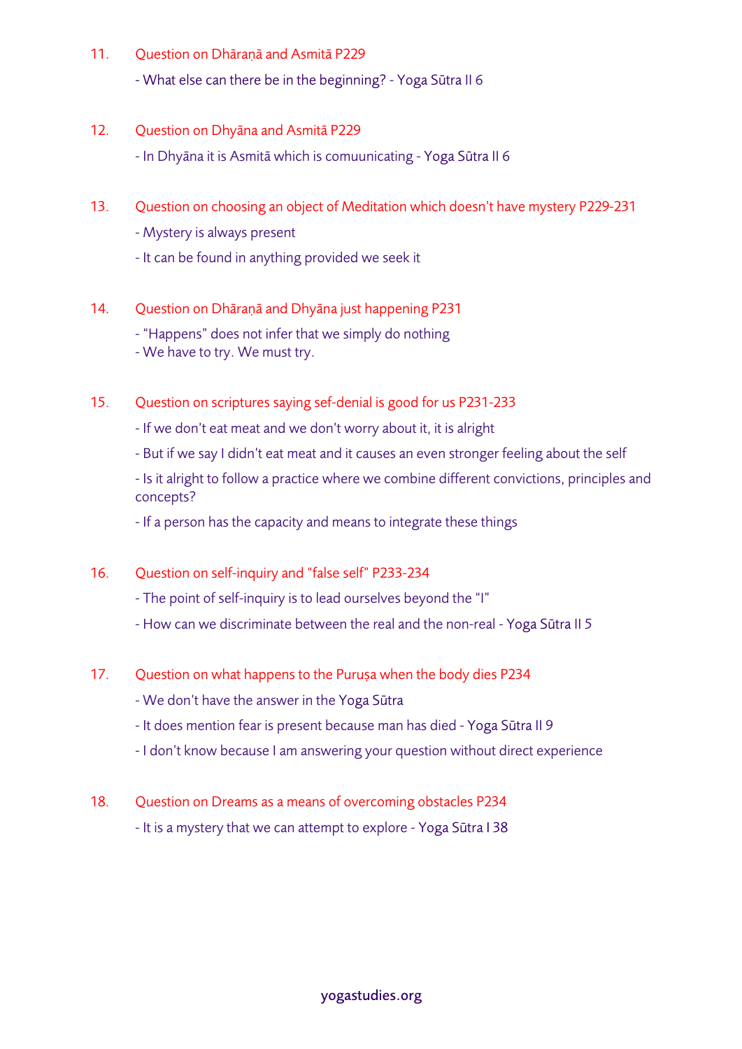11. Question on Dhāraṇā and Asmitā P229

    - What else can there be in the beginning? - Yoga Sūtra II 6

12. Question on Dhyāna and Asmitā P229

    - In Dhyāna it is Asmitā which is comuunicating - Yoga Sūtra II 6

13. Question on choosing an object of Meditation which doesn't have mystery P229-231

    - Mystery is always present

    - It can be found in anything provided we seek it

14. Question on Dhāraṇā and Dhyāna just happening P231

    - "Happens" does not infer that we simply do nothing
    - We have to try. We must try.

15. Question on scriptures saying sef-denial is good for us P231-233

    - If we don't eat meat and we don't worry about it, it is alright

    - But if we say I didn't eat meat and it causes an even stronger feeling about the self

    - Is it alright to follow a practice where we combine different convictions, principles and concepts?

    - If a person has the capacity and means to integrate these things

16. Question on self-inquiry and "false self" P233-234

    - The point of self-inquiry is to lead ourselves beyond the "I"

    - How can we discriminate between the real and the non-real - Yoga Sūtra II 5

17. Question on what happens to the Puruṣa when the body dies P234

    - We don't have the answer in the Yoga Sūtra

    - It does mention fear is present because man has died - Yoga Sūtra II 9

    - I don't know because I am answering your question without direct experience

18. Question on Dreams as a means of overcoming obstacles P234

    - It is a mystery that we can attempt to explore - Yoga Sūtra I 38